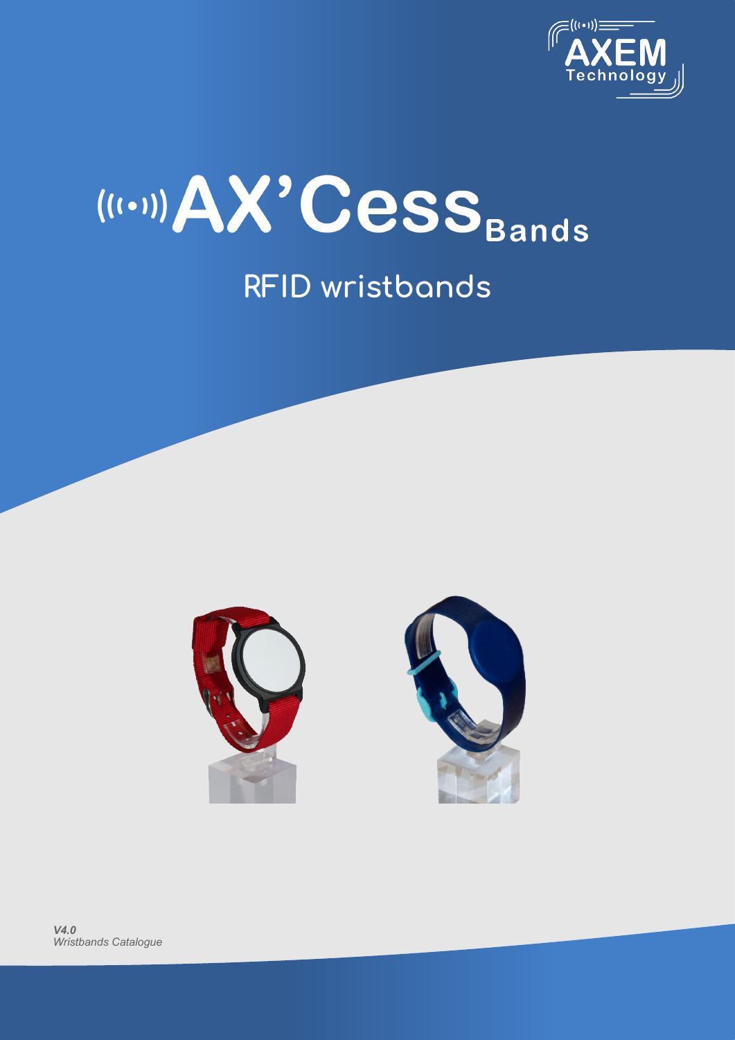AXEM Technology

# AX'Cess Bands

## RFID wristbands

***V4.0***
*Wristbands Catalogue*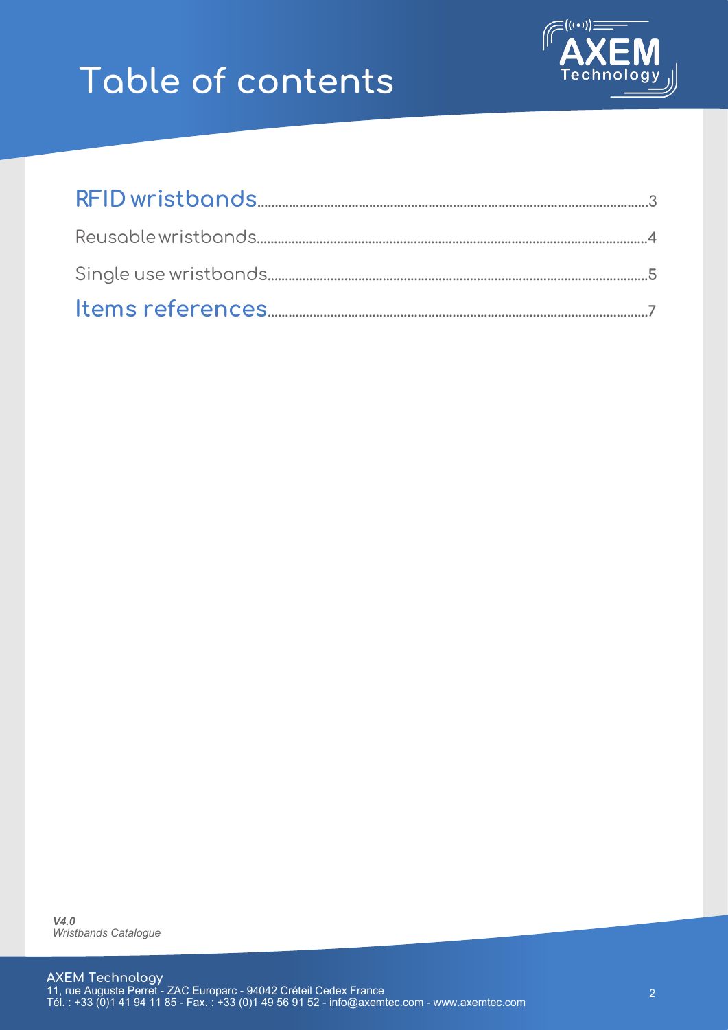# Table of contents

RFID wristbands.....3

Reusable wristbands.....4

Single use wristbands.....5

Items references.....7

*V4.0*
*Wristbands Catalogue*

AXEM Technology
11, rue Auguste Perret - ZAC Europarc - 94042 Créteil Cedex France
Tél. : +33 (0)1 41 94 11 85 - Fax. : +33 (0)1 49 56 91 52 - info@axemtec.com - www.axemtec.com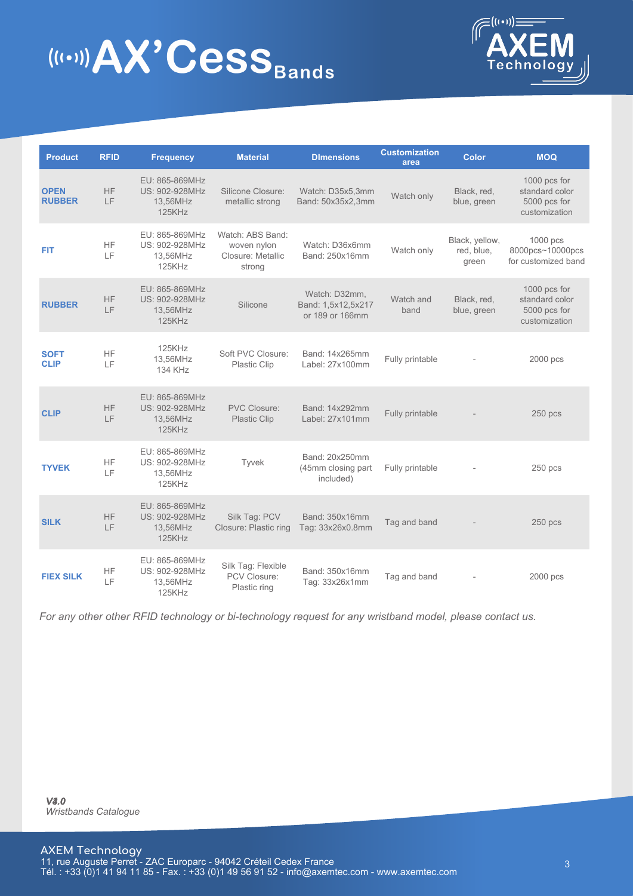| Product | RFID | Frequency | Material | DImensions | Customization area | Color | MOQ |
|---|---|---|---|---|---|---|---|
| **OPEN RUBBER** | HF LF | EU: 865-869MHz US: 902-928MHz 13,56MHz 125KHz | Silicone Closure: metallic strong | Watch: D35x5,3mm Band: 50x35x2,3mm | Watch only | Black, red, blue, green | 1000 pcs for standard color 5000 pcs for customization |
| **FIT** | HF LF | EU: 865-869MHz US: 902-928MHz 13,56MHz 125KHz | Watch: ABS Band: woven nylon Closure: Metallic strong | Watch: D36x6mm Band: 250x16mm | Watch only | Black, yellow, red, blue, green | 1000 pcs 8000pcs~10000pcs for customized band |
| **RUBBER** | HF LF | EU: 865-869MHz US: 902-928MHz 13,56MHz 125KHz | Silicone | Watch: D32mm, Band: 1,5x12,5x217 or 189 or 166mm | Watch and band | Black, red, blue, green | 1000 pcs for standard color 5000 pcs for customization |
| **SOFT CLIP** | HF LF | 125KHz 13,56MHz 134 KHz | Soft PVC Closure: Plastic Clip | Band: 14x265mm Label: 27x100mm | Fully printable | - | 2000 pcs |
| **CLIP** | HF LF | EU: 865-869MHz US: 902-928MHz 13,56MHz 125KHz | PVC Closure: Plastic Clip | Band: 14x292mm Label: 27x101mm | Fully printable | - | 250 pcs |
| **TYVEK** | HF LF | EU: 865-869MHz US: 902-928MHz 13,56MHz 125KHz | Tyvek | Band: 20x250mm (45mm closing part included) | Fully printable | - | 250 pcs |
| **SILK** | HF LF | EU: 865-869MHz US: 902-928MHz 13,56MHz 125KHz | Silk Tag: PCV Closure: Plastic ring | Band: 350x16mm Tag: 33x26x0.8mm | Tag and band | - | 250 pcs |
| **FIEX SILK** | HF LF | EU: 865-869MHz US: 902-928MHz 13,56MHz 125KHz | Silk Tag: Flexible PCV Closure: Plastic ring | Band: 350x16mm Tag: 33x26x1mm | Tag and band | - | 2000 pcs |

*For any other other RFID technology or bi-technology request for any wristband model, please contact us.*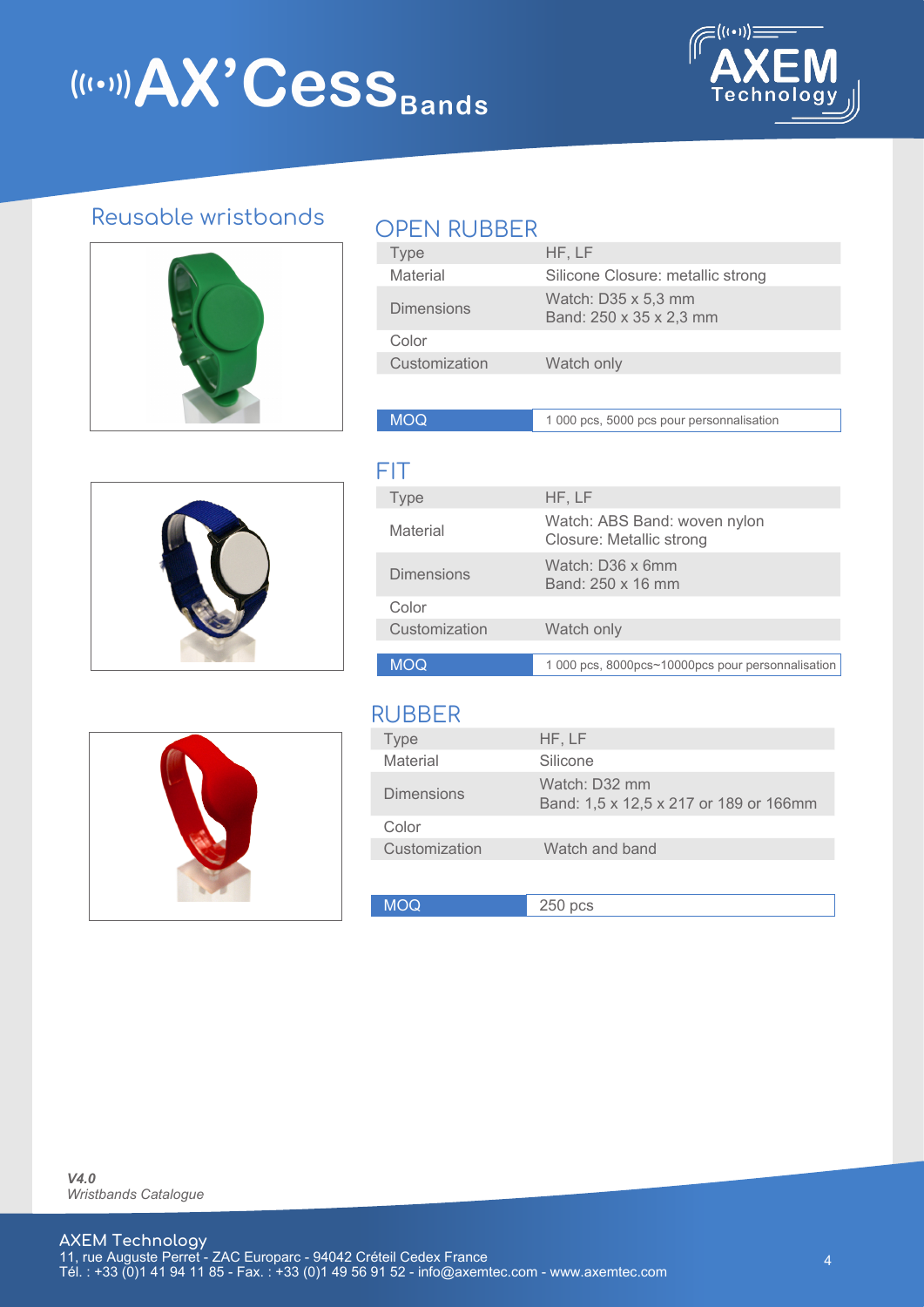# AX'Cess Bands

## Reusable wristbands

### OPEN RUBBER

| | |
|---|---|
| Type | HF, LF |
| Material | Silicone Closure: metallic strong |
| Dimensions | Watch: D35 x 5,3 mm<br>Band: 250 x 35 x 2,3 mm |
| Color | |
| Customization | Watch only |
| MOQ | 1 000 pcs, 5000 pcs pour personnalisation |

### FIT

| | |
|---|---|
| Type | HF, LF |
| Material | Watch: ABS Band: woven nylon<br>Closure: Metallic strong |
| Dimensions | Watch: D36 x 6mm<br>Band: 250 x 16 mm |
| Color | |
| Customization | Watch only |
| MOQ | 1 000 pcs, 8000pcs~10000pcs pour personnalisation |

### RUBBER

| | |
|---|---|
| Type | HF, LF |
| Material | Silicone |
| Dimensions | Watch: D32 mm<br>Band: 1,5 x 12,5 x 217 or 189 or 166mm |
| Color | |
| Customization | Watch and band |
| MOQ | 250 pcs |

*V4.0*
*Wristbands Catalogue*

AXEM Technology
11, rue Auguste Perret - ZAC Europarc - 94042 Créteil Cedex France
Tél. : +33 (0)1 41 94 11 85 - Fax. : +33 (0)1 49 56 91 52 - info@axemtec.com - www.axemtec.com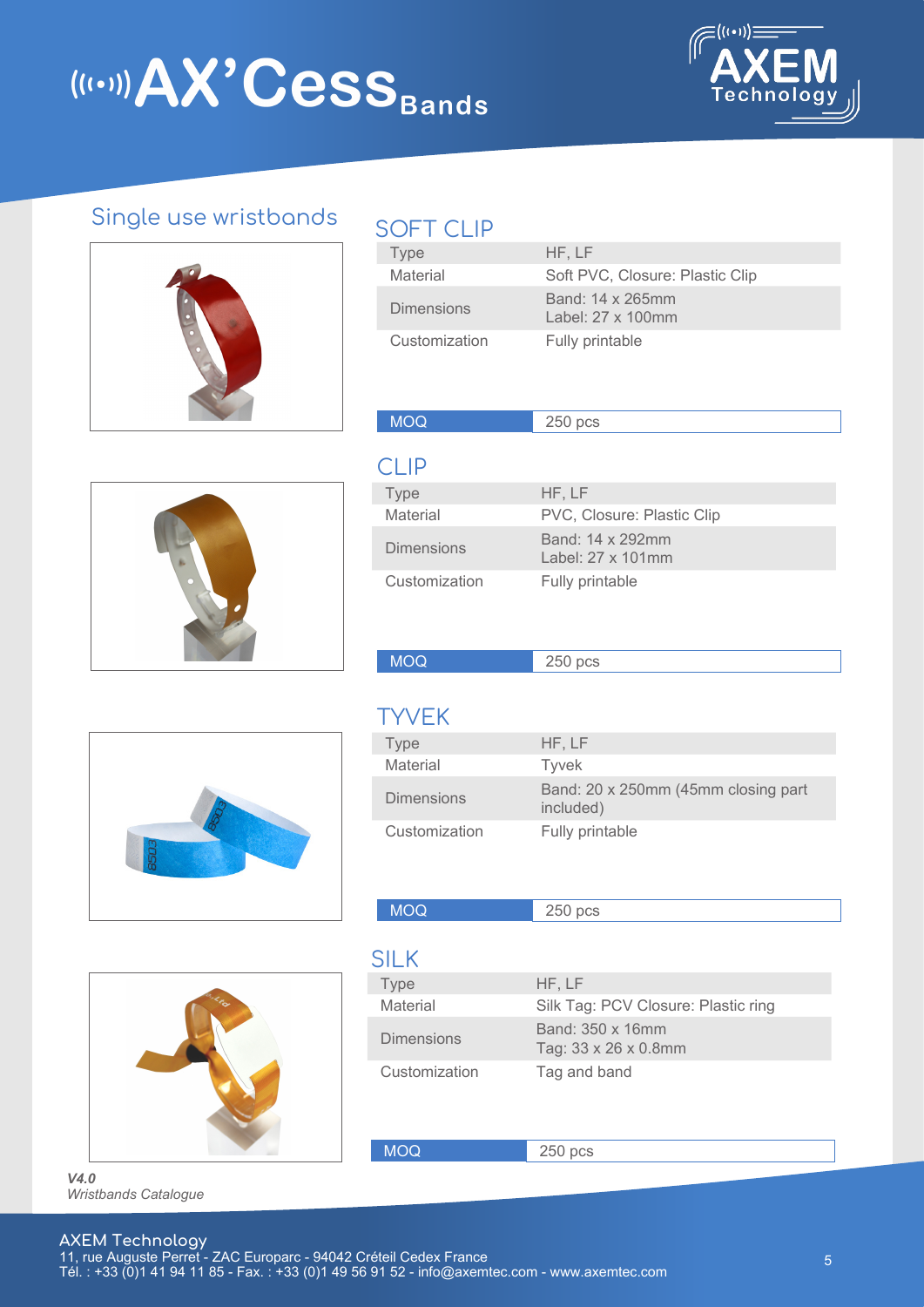# AX'Cess Bands

AXEM Technology

## Single use wristbands

### SOFT CLIP

| | |
|---|---|
| Type | HF, LF |
| Material | Soft PVC, Closure: Plastic Clip |
| Dimensions | Band: 14 x 265mm<br>Label: 27 x 100mm |
| Customization | Fully printable |
| MOQ | 250 pcs |

### CLIP

| | |
|---|---|
| Type | HF, LF |
| Material | PVC, Closure: Plastic Clip |
| Dimensions | Band: 14 x 292mm<br>Label: 27 x 101mm |
| Customization | Fully printable |
| MOQ | 250 pcs |

### TYVEK

| | |
|---|---|
| Type | HF, LF |
| Material | Tyvek |
| Dimensions | Band: 20 x 250mm (45mm closing part included) |
| Customization | Fully printable |
| MOQ | 250 pcs |

### SILK

| | |
|---|---|
| Type | HF, LF |
| Material | Silk Tag: PCV Closure: Plastic ring |
| Dimensions | Band: 350 x 16mm<br>Tag: 33 x 26 x 0.8mm |
| Customization | Tag and band |
| MOQ | 250 pcs |

***V4.0***
*Wristbands Catalogue*

AXEM Technology
11, rue Auguste Perret - ZAC Europarc - 94042 Créteil Cedex France
Tél. : +33 (0)1 41 94 11 85 - Fax. : +33 (0)1 49 56 91 52 - info@axemtec.com - www.axemtec.com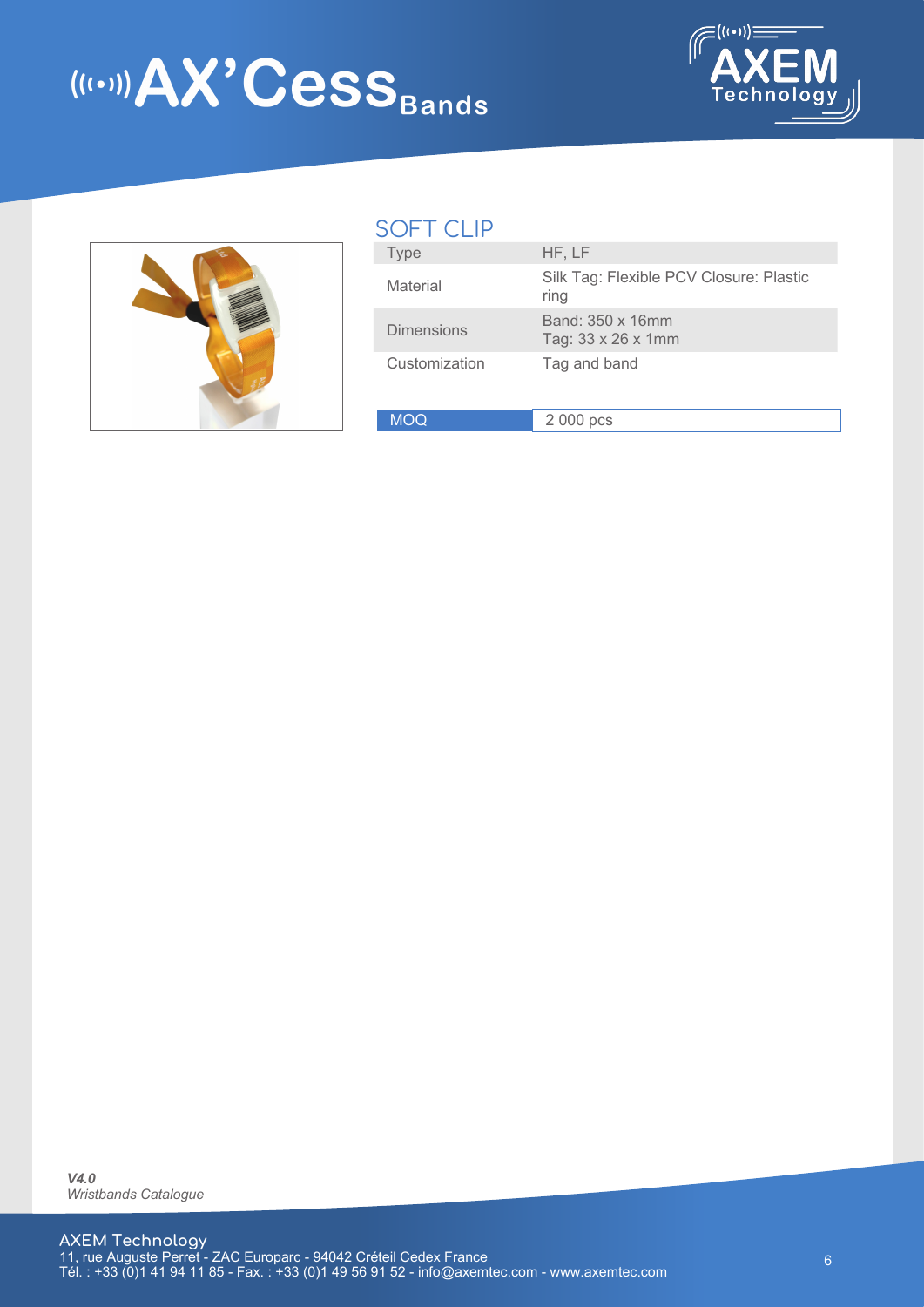## SOFT CLIP

| | |
|---|---|
| Type | HF, LF |
| Material | Silk Tag: Flexible PCV Closure: Plastic ring |
| Dimensions | Band: 350 x 16mm<br>Tag: 33 x 26 x 1mm |
| Customization | Tag and band |

| | |
|---|---|
| MOQ | 2 000 pcs |

***V4.0***
*Wristbands Catalogue*

AXEM Technology
11, rue Auguste Perret - ZAC Europarc - 94042 Créteil Cedex France
Tél. : +33 (0)1 41 94 11 85 - Fax. : +33 (0)1 49 56 91 52 - info@axemtec.com - www.axemtec.com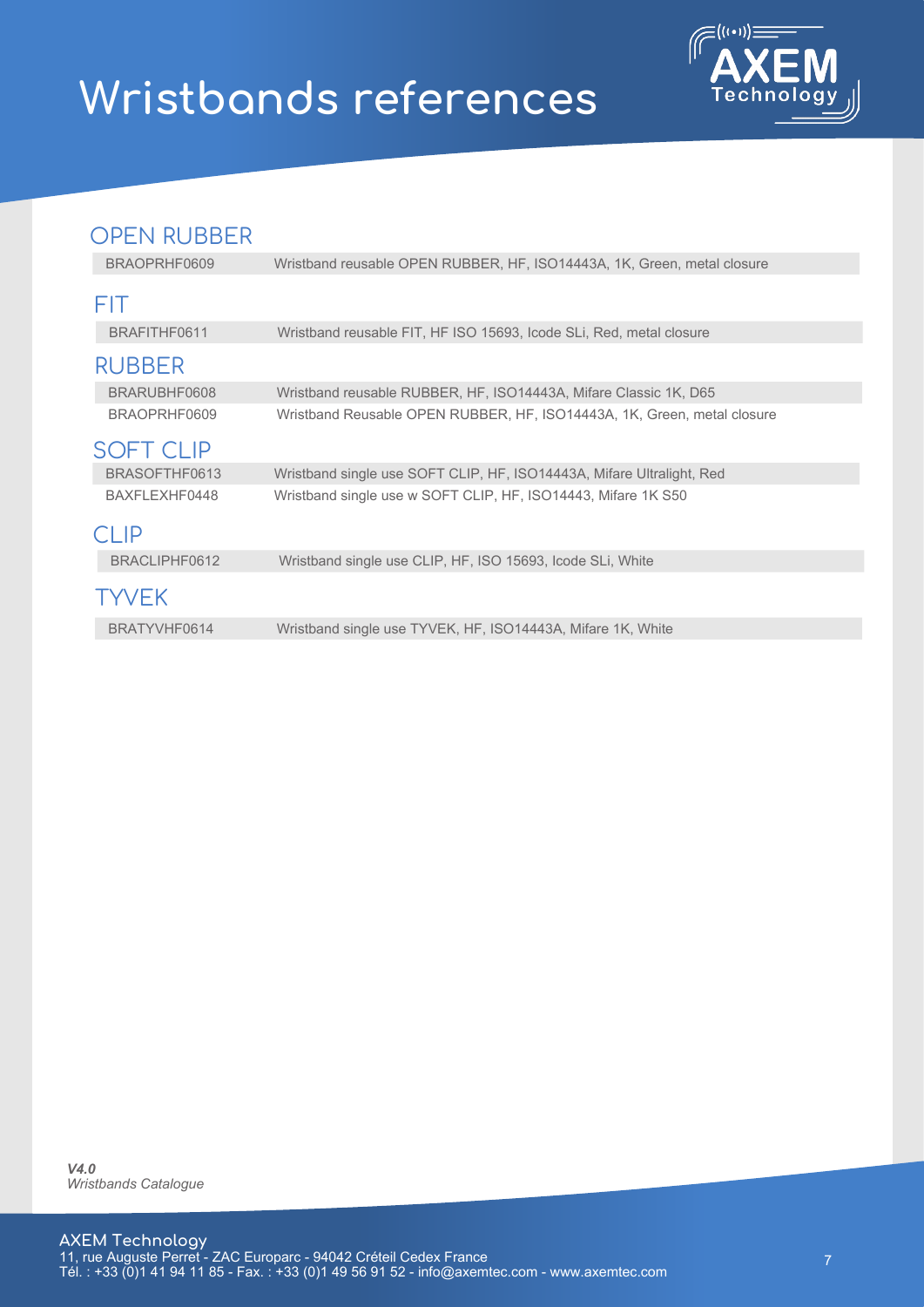# Wristbands references

## OPEN RUBBER

| | |
|---|---|
| BRAOPRHF0609 | Wristband reusable OPEN RUBBER, HF, ISO14443A, 1K, Green, metal closure |

## FIT

| | |
|---|---|
| BRAFITHF0611 | Wristband reusable FIT, HF ISO 15693, Icode SLi, Red, metal closure |

## RUBBER

| | |
|---|---|
| BRARUBHF0608 | Wristband reusable RUBBER, HF, ISO14443A, Mifare Classic 1K, D65 |
| BRAOPRHF0609 | Wristband Reusable OPEN RUBBER, HF, ISO14443A, 1K, Green, metal closure |

## SOFT CLIP

| | |
|---|---|
| BRASOFTHF0613 | Wristband single use SOFT CLIP, HF, ISO14443A, Mifare Ultralight, Red |
| BAXFLEXHF0448 | Wristband single use w SOFT CLIP, HF, ISO14443, Mifare 1K S50 |

## CLIP

| | |
|---|---|
| BRACLIPHF0612 | Wristband single use CLIP, HF, ISO 15693, Icode SLi, White |

## TYVEK

| | |
|---|---|
| BRATYVHF0614 | Wristband single use TYVEK, HF, ISO14443A, Mifare 1K, White |

*V4.0*
*Wristbands Catalogue*

AXEM Technology
11, rue Auguste Perret - ZAC Europarc - 94042 Créteil Cedex France
Tél. : +33 (0)1 41 94 11 85 - Fax. : +33 (0)1 49 56 91 52 - info@axemtec.com - www.axemtec.com